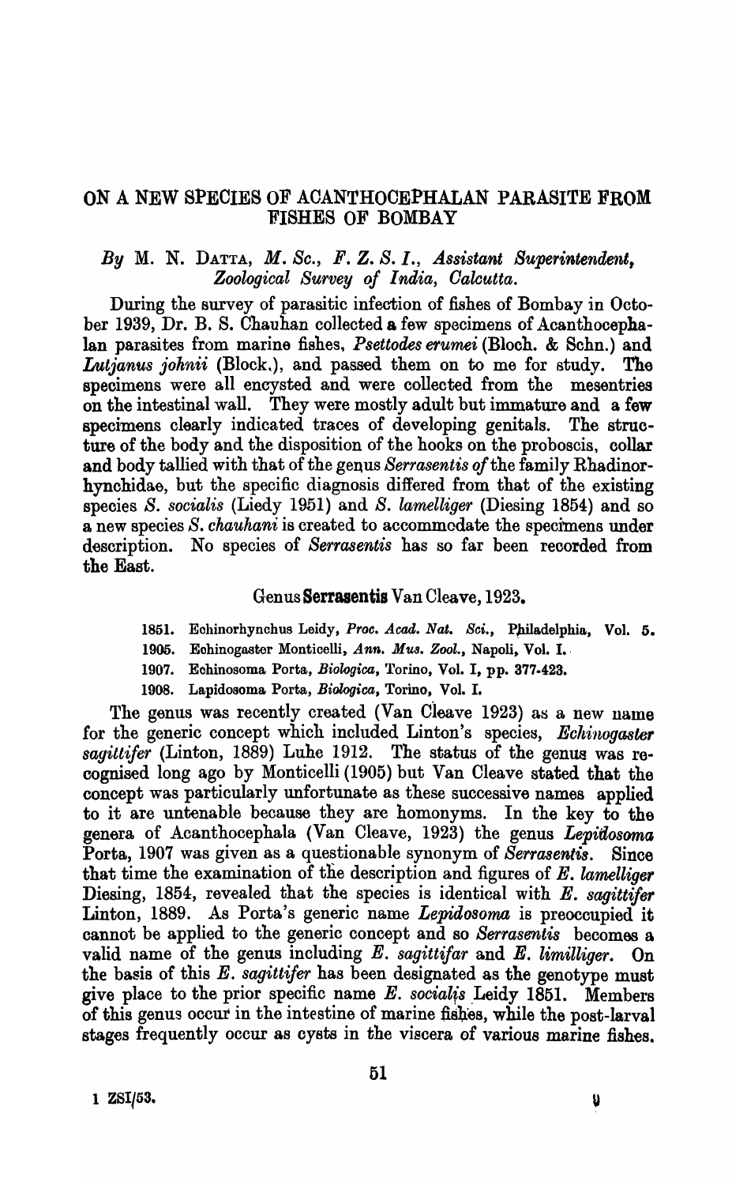# ON A NEW SPECIES OF ACANTHOCEPHALAN PARASITE FROM FISHES OF BOMBAY

*By* M. N. DATTA, *M. Sc., F. Z. S. I., Assistant Superintendent, Zoological Survey of India, Calcutta.*

During the survey of parasitic infection of fishes of Bombay in October 1939, Dr. B. S. Chauhan collected a few specimens of Acanthocephalan parasites from marine fishes, *Psettodes erumei* (Bloch. & Schn.) and *Lutjanus johnii* (Block.), and passed them on to me for study. The specimens were all encysted and were collected from the mesentries on the intestinal wall. They were mostly adult but immature and a few specimens clearly indicated traces of developing genitals. The structure of the body and the disposition of the hooks on the proboscis, collar and body tallied with that of the genus *Serrasentis of* the family Rhadinorhynchidae, but the specific diagnosis differed from that of the existing species *S. socialis* (Liedy 1951) and *S. lamelliger* (Diesing 1854) and so a new species *S. chauhani* is created to accommodate the specimens under description. No species of *Serrasentis* has so far been recorded from the East.

## Genus **Serrasentis** Van Cleave, 1923.

1851. Echinorhynchus Leidy, *Proc. Acad. Nat. Sci.*, Philadelphia, Vol. 5.
1905. Echinogaster Monticelli, *Ann. Mus. Zool.*, Napoli, Vol. I.
1907. Echinosoma Porta, *Biologica*, Torino, Vol. I, pp. 377-423.
1908. Lapidosoma Porta, *Biologica*, Torino, Vol. I.

The genus was recently created (Van Cleave 1923) as a new name for the generic concept which included Linton's species, *Echinogaster sagittifer* (Linton, 1889) Luhe 1912. The status of the genus was recognised long ago by Monticelli (1905) but Van Cleave stated that the concept was particularly unfortunate as these successive names applied to it are untenable because they are homonyms. In the key to the genera of Acanthocephala (Van Cleave, 1923) the genus *Lepidosoma* Porta, 1907 was given as a questionable synonym of *Serrasentis*. Since that time the examination of the description and figures of *E. lamelliger* Diesing, 1854, revealed that the species is identical with *E. sagittifer* Linton, 1889. As Porta's generic name *Lepidosoma* is preoccupied it cannot be applied to the generic concept and so *Serrasentis* becomes a valid name of the genus including *E. sagittifar* and *E. limilliger*. On the basis of this *E. sagittifer* has been designated as the genotype must give place to the prior specific name *E. socialis* Leidy 1851. Members of this genus occur in the intestine of marine fishes, while the post-larval stages frequently occur as cysts in the viscera of various marine fishes.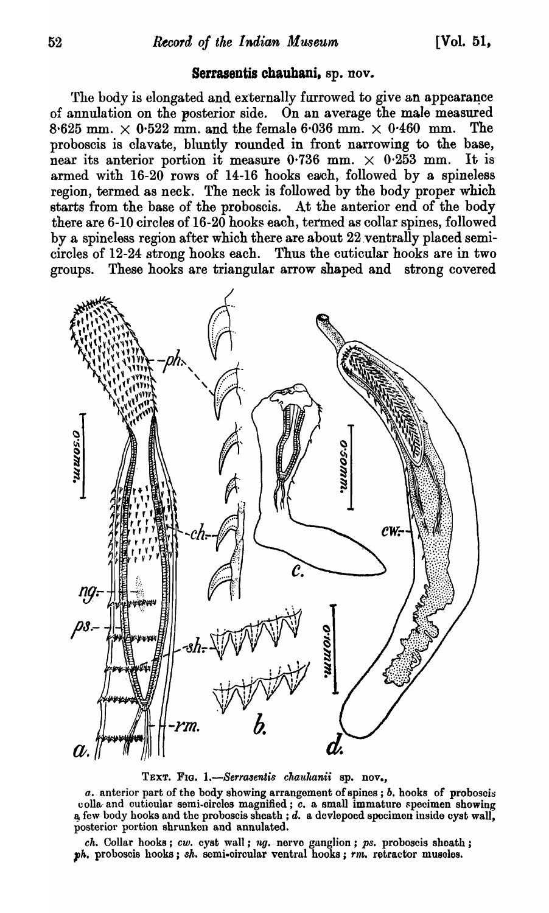## Serrasentis chauhani, sp. nov.

The body is elongated and externally furrowed to give an appearance of annulation on the posterior side. On an average the male measured 8·625 mm. × 0·522 mm. and the female 6·036 mm. × 0·460 mm. The proboscis is clavate, bluntly rounded in front narrowing to the base, near its anterior portion it measure 0·736 mm. × 0·253 mm. It is armed with 16-20 rows of 14-16 hooks each, followed by a spineless region, termed as neck. The neck is followed by the body proper which starts from the base of the proboscis. At the anterior end of the body there are 6-10 circles of 16-20 hooks each, termed as collar spines, followed by a spineless region after which there are about 22 ventrally placed semi-circles of 12-24 strong hooks each. Thus the cuticular hooks are in two groups. These hooks are triangular arrow shaped and strong covered

TEXT. FIG. 1.—*Serrasentis chauhanii* sp. nov.,

*a.* anterior part of the body showing arrangement of spines; *b.* hooks of proboscis colla and cuticular semi-circles magnified; *c.* a small immature specimen showing a few body hooks and the proboscis sheath; *d.* a devlepoed specimen inside cyst wall, posterior portion shrunken and annulated.

*ch.* Collar hooks; *cw.* cyst wall; *ng.* nerve ganglion; *ps.* proboscis sheath; *ph.* proboscis hooks; *sh.* semi-circular ventral hooks; *rm.* retractor muscles.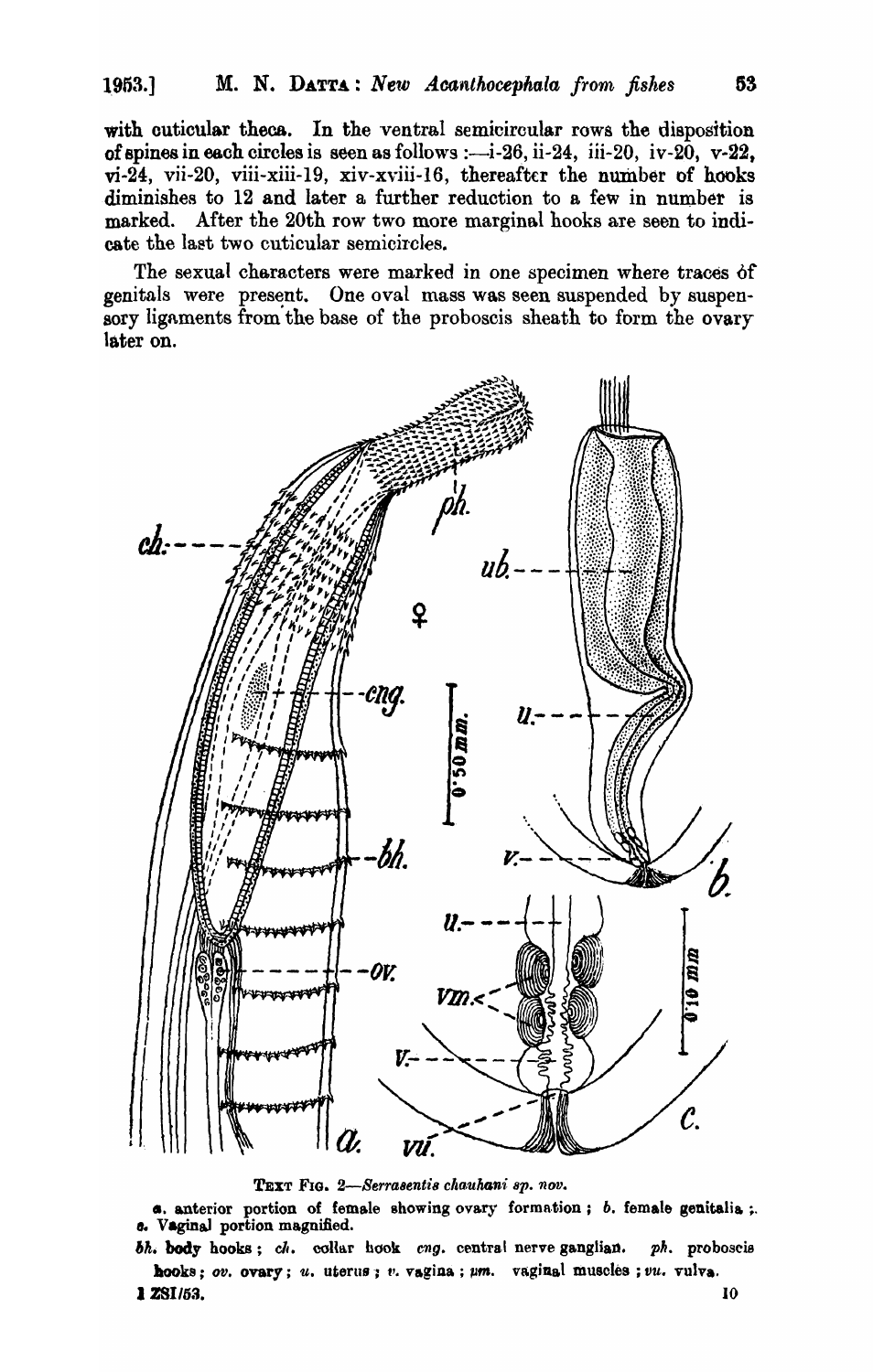with cuticular theca. In the ventral semicircular rows the disposition of spines in each circles is seen as follows :—i-26, ii-24, iii-20, iv-20, v-22, vi-24, vii-20, viii-xiii-19, xiv-xviii-16, thereafter the number of hooks diminishes to 12 and later a further reduction to a few in number is marked. After the 20th row two more marginal hooks are seen to indicate the last two cuticular semicircles.

The sexual characters were marked in one specimen where traces of genitals were present. One oval mass was seen suspended by suspensory ligaments from the base of the proboscis sheath to form the ovary later on.

TEXT FIG. 2—*Serrasentis chauhani sp. nov.*

*a.* anterior portion of female showing ovary formation ; *b.* female genitalia ; *c.* Vaginal portion magnified.

*bh.* body hooks ; *ch.* collar hook *cng.* central nerve ganglian. *ph.* proboscis hooks ; *ov.* ovary ; *u.* uterus ; *v.* vagina ; *vm.* vaginal muscles ; *vu.* vulva.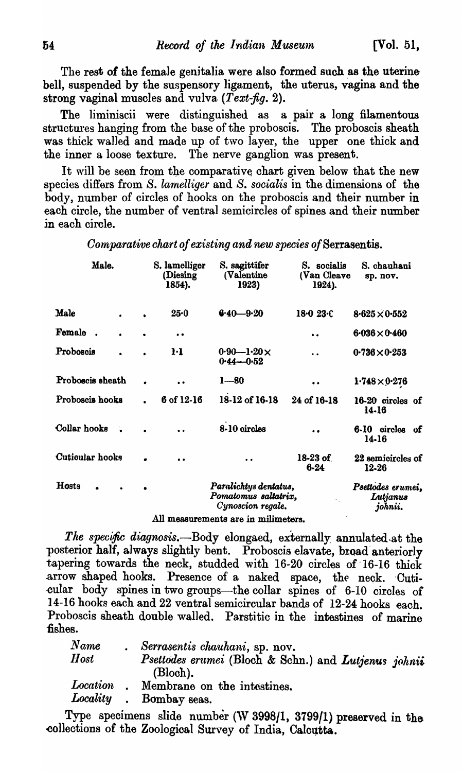The rest of the female genitalia were also formed such as the uterine bell, suspended by the suspensory ligament, the uterus, vagina and the strong vaginal muscles and vulva (*Text-fig.* 2).

The liminiscii were distinguished as a pair a long filamentous structures hanging from the base of the proboscis. The proboscis sheath was thick walled and made up of two layer, the upper one thick and the inner a loose texture. The nerve ganglion was present.

It will be seen from the comparative chart given below that the new species differs from *S. lamelliger* and *S. socialis* in the dimensions of the body, number of circles of hooks on the proboscis and their number in each circle, the number of ventral semicircles of spines and their number in each circle.

*Comparative chart of existing and new species of* Serrasentis.

| Male. | S. lamelliger (Diesing 1854). | S. sagittifer (Valentine 1923) | S. socialis (Van Cleave 1924). | S. chauhani sp. nov. |
|---|---|---|---|---|
| Male | 25·0 | 6·40—9·20 | 18·0 23·C | 8·625 × 0·552 |
| Female | .. | | .. | 6·036 × 0·460 |
| Proboscis | 1·1 | 0·90—1·20 × 0·44—0·52 | .. | 0·736 × 0·253 |
| Proboscis sheath | .. | 1—80 | .. | 1·748 × 0·276 |
| Proboscis hooks | 6 of 12-16 | 18-12 of 16-18 | 24 of 16-18 | 16-20 circles of 14-16 |
| Collar hooks | .. | 8-10 circles | .. | 6-10 circles of 14-16 |
| Cuticular hooks | .. | .. | 18-23 of 6-24 | 22 semicircles of 12-26 |
| Hosts | | *Paralichtys dentatus, Pomatomus saltatrix, Cynoscion regale.* | | *Psettodes erumei, Lutjanus johnii.* |

All measurements are in milimeters.

*The specific diagnosis.*—Body elongaed, externally annulated at the posterior half, always slightly bent. Proboscis elavate, broad anteriorly tapering towards the neck, studded with 16-20 circles of 16-16 thick arrow shaped hooks. Presence of a naked space, the neck. Cuticular body spines in two groups—the collar spines of 6-10 circles of 14-16 hooks each and 22 ventral semicircular bands of 12-24 hooks each. Proboscis sheath double walled. Parstitic in the intestines of marine fishes.

| | |
|---|---|
| *Name* | *Serrasentis chauhani*, sp. nov. |
| *Host* | *Psettodes erumei* (Bloch & Schn.) and *Lutjenus johnii* (Bloch). |
| *Location* | Membrane on the intestines. |
| *Locality* | Bombay seas. |

Type specimens slide number (W 3998/1, 3799/1) preserved in the collections of the Zoological Survey of India, Calcutta.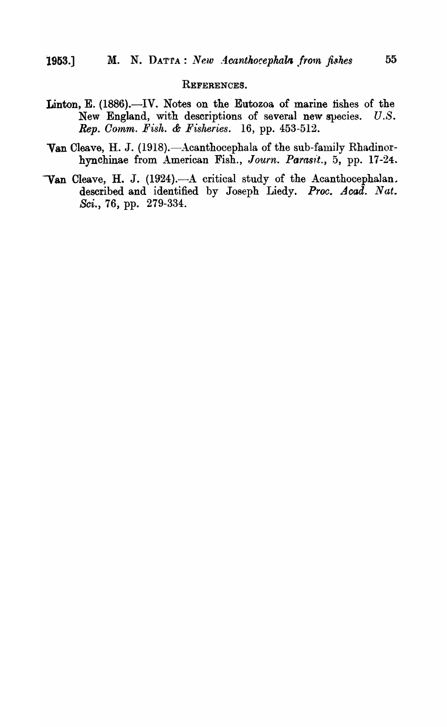## REFERENCES.

Linton, E. (1886).—IV. Notes on the Eutozoa of marine fishes of the New England, with descriptions of several new species. *U.S. Rep. Comm. Fish. & Fisheries.* 16, pp. 453-512.

Van Cleave, H. J. (1918).—Acanthocephala of the sub-family Rhadinorhynchinae from American Fish., *Journ. Parasit.*, 5, pp. 17-24.

Van Cleave, H. J. (1924).—A critical study of the Acanthocephalan. described and identified by Joseph Liedy. *Proc. Acad. Nat. Sci.*, 76, pp. 279-334.